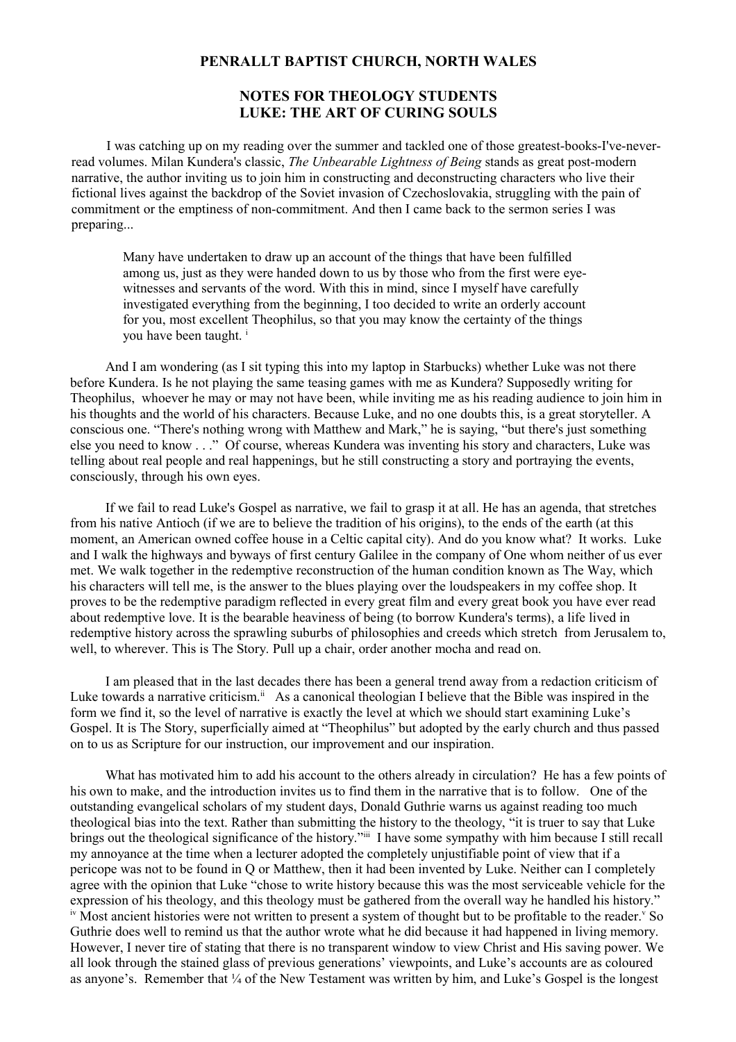**PENRALLT BAPTIST CHURCH, NORTH WALES**

**NOTES FOR THEOLOGY STUDENTS**
**LUKE: THE ART OF CURING SOULS**

I was catching up on my reading over the summer and tackled one of those greatest-books-I've-never-read volumes. Milan Kundera's classic, *The Unbearable Lightness of Being* stands as great post-modern narrative, the author inviting us to join him in constructing and deconstructing characters who live their fictional lives against the backdrop of the Soviet invasion of Czechoslovakia, struggling with the pain of commitment or the emptiness of non-commitment. And then I came back to the sermon series I was preparing...

> Many have undertaken to draw up an account of the things that have been fulfilled among us, just as they were handed down to us by those who from the first were eye-witnesses and servants of the word. With this in mind, since I myself have carefully investigated everything from the beginning, I too decided to write an orderly account for you, most excellent Theophilus, so that you may know the certainty of the things you have been taught. [i]

And I am wondering (as I sit typing this into my laptop in Starbucks) whether Luke was not there before Kundera. Is he not playing the same teasing games with me as Kundera? Supposedly writing for Theophilus, whoever he may or may not have been, while inviting me as his reading audience to join him in his thoughts and the world of his characters. Because Luke, and no one doubts this, is a great storyteller. A conscious one. "There's nothing wrong with Matthew and Mark," he is saying, "but there's just something else you need to know . . ." Of course, whereas Kundera was inventing his story and characters, Luke was telling about real people and real happenings, but he still constructing a story and portraying the events, consciously, through his own eyes.

If we fail to read Luke's Gospel as narrative, we fail to grasp it at all. He has an agenda, that stretches from his native Antioch (if we are to believe the tradition of his origins), to the ends of the earth (at this moment, an American owned coffee house in a Celtic capital city). And do you know what? It works. Luke and I walk the highways and byways of first century Galilee in the company of One whom neither of us ever met. We walk together in the redemptive reconstruction of the human condition known as The Way, which his characters will tell me, is the answer to the blues playing over the loudspeakers in my coffee shop. It proves to be the redemptive paradigm reflected in every great film and every great book you have ever read about redemptive love. It is the bearable heaviness of being (to borrow Kundera's terms), a life lived in redemptive history across the sprawling suburbs of philosophies and creeds which stretch from Jerusalem to, well, to wherever. This is The Story. Pull up a chair, order another mocha and read on.

I am pleased that in the last decades there has been a general trend away from a redaction criticism of Luke towards a narrative criticism.[ii] As a canonical theologian I believe that the Bible was inspired in the form we find it, so the level of narrative is exactly the level at which we should start examining Luke's Gospel. It is The Story, superficially aimed at "Theophilus" but adopted by the early church and thus passed on to us as Scripture for our instruction, our improvement and our inspiration.

What has motivated him to add his account to the others already in circulation? He has a few points of his own to make, and the introduction invites us to find them in the narrative that is to follow. One of the outstanding evangelical scholars of my student days, Donald Guthrie warns us against reading too much theological bias into the text. Rather than submitting the history to the theology, "it is truer to say that Luke brings out the theological significance of the history."[iii] I have some sympathy with him because I still recall my annoyance at the time when a lecturer adopted the completely unjustifiable point of view that if a pericope was not to be found in Q or Matthew, then it had been invented by Luke. Neither can I completely agree with the opinion that Luke "chose to write history because this was the most serviceable vehicle for the expression of his theology, and this theology must be gathered from the overall way he handled his history."[iv] Most ancient histories were not written to present a system of thought but to be profitable to the reader.[v] So Guthrie does well to remind us that the author wrote what he did because it had happened in living memory. However, I never tire of stating that there is no transparent window to view Christ and His saving power. We all look through the stained glass of previous generations' viewpoints, and Luke's accounts are as coloured as anyone's. Remember that ¼ of the New Testament was written by him, and Luke's Gospel is the longest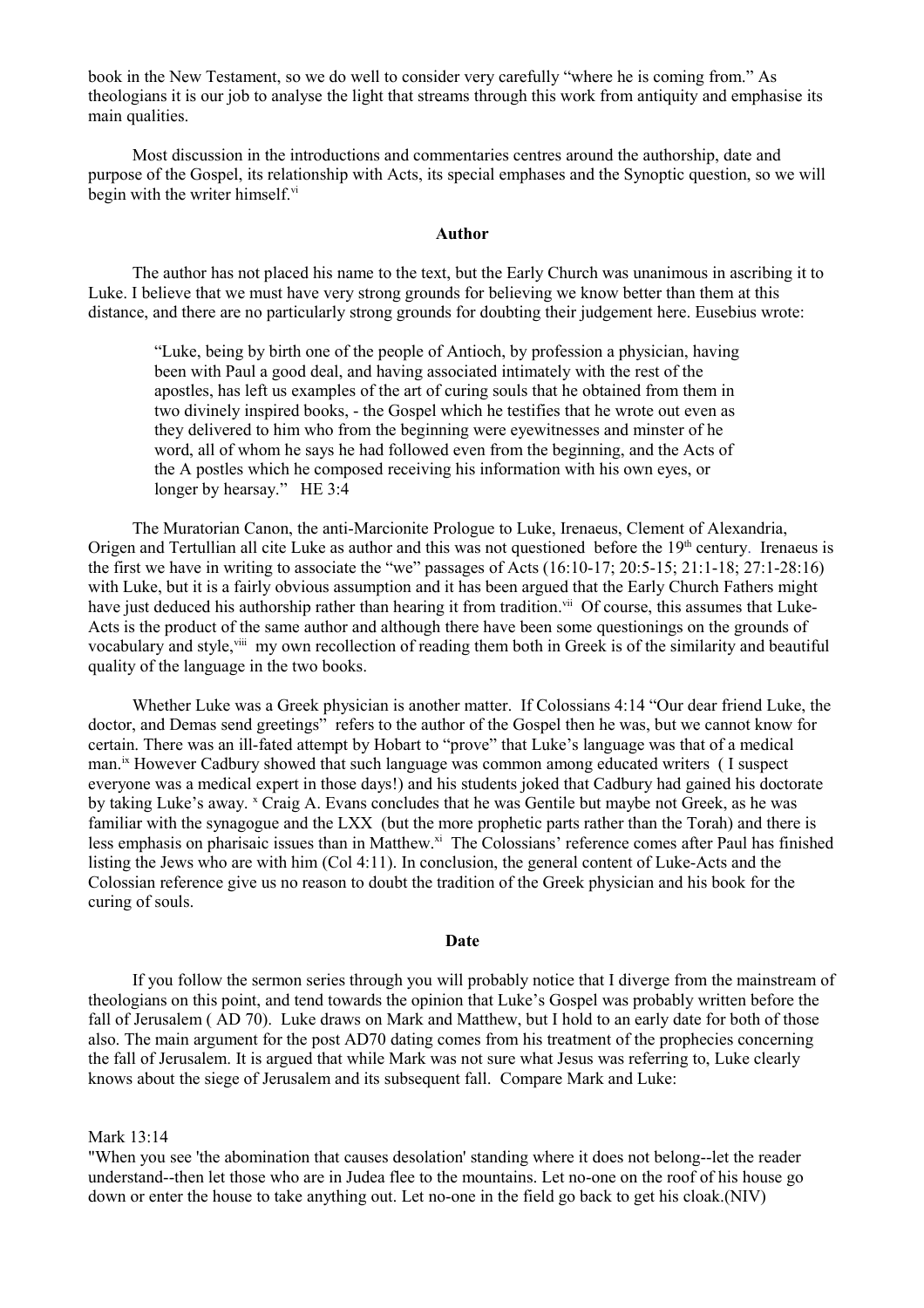book in the New Testament, so we do well to consider very carefully "where he is coming from." As theologians it is our job to analyse the light that streams through this work from antiquity and emphasise its main qualities.

Most discussion in the introductions and commentaries centres around the authorship, date and purpose of the Gospel, its relationship with Acts, its special emphases and the Synoptic question, so we will begin with the writer himself.[vi]

**Author**

The author has not placed his name to the text, but the Early Church was unanimous in ascribing it to Luke. I believe that we must have very strong grounds for believing we know better than them at this distance, and there are no particularly strong grounds for doubting their judgement here. Eusebius wrote:

> "Luke, being by birth one of the people of Antioch, by profession a physician, having been with Paul a good deal, and having associated intimately with the rest of the apostles, has left us examples of the art of curing souls that he obtained from them in two divinely inspired books, - the Gospel which he testifies that he wrote out even as they delivered to him who from the beginning were eyewitnesses and minster of he word, all of whom he says he had followed even from the beginning, and the Acts of the A postles which he composed receiving his information with his own eyes, or longer by hearsay." HE 3:4

The Muratorian Canon, the anti-Marcionite Prologue to Luke, Irenaeus, Clement of Alexandria, Origen and Tertullian all cite Luke as author and this was not questioned before the 19th century. Irenaeus is the first we have in writing to associate the "we" passages of Acts (16:10-17; 20:5-15; 21:1-18; 27:1-28:16) with Luke, but it is a fairly obvious assumption and it has been argued that the Early Church Fathers might have just deduced his authorship rather than hearing it from tradition.[vii] Of course, this assumes that Luke-Acts is the product of the same author and although there have been some questionings on the grounds of vocabulary and style,[viii] my own recollection of reading them both in Greek is of the similarity and beautiful quality of the language in the two books.

Whether Luke was a Greek physician is another matter. If Colossians 4:14 "Our dear friend Luke, the doctor, and Demas send greetings" refers to the author of the Gospel then he was, but we cannot know for certain. There was an ill-fated attempt by Hobart to "prove" that Luke's language was that of a medical man.[ix] However Cadbury showed that such language was common among educated writers ( I suspect everyone was a medical expert in those days!) and his students joked that Cadbury had gained his doctorate by taking Luke's away. [x] Craig A. Evans concludes that he was Gentile but maybe not Greek, as he was familiar with the synagogue and the LXX (but the more prophetic parts rather than the Torah) and there is less emphasis on pharisaic issues than in Matthew.[xi] The Colossians' reference comes after Paul has finished listing the Jews who are with him (Col 4:11). In conclusion, the general content of Luke-Acts and the Colossian reference give us no reason to doubt the tradition of the Greek physician and his book for the curing of souls.

**Date**

If you follow the sermon series through you will probably notice that I diverge from the mainstream of theologians on this point, and tend towards the opinion that Luke's Gospel was probably written before the fall of Jerusalem ( AD 70). Luke draws on Mark and Matthew, but I hold to an early date for both of those also. The main argument for the post AD70 dating comes from his treatment of the prophecies concerning the fall of Jerusalem. It is argued that while Mark was not sure what Jesus was referring to, Luke clearly knows about the siege of Jerusalem and its subsequent fall. Compare Mark and Luke:

Mark 13:14
"When you see 'the abomination that causes desolation' standing where it does not belong--let the reader understand--then let those who are in Judea flee to the mountains. Let no-one on the roof of his house go down or enter the house to take anything out. Let no-one in the field go back to get his cloak.(NIV)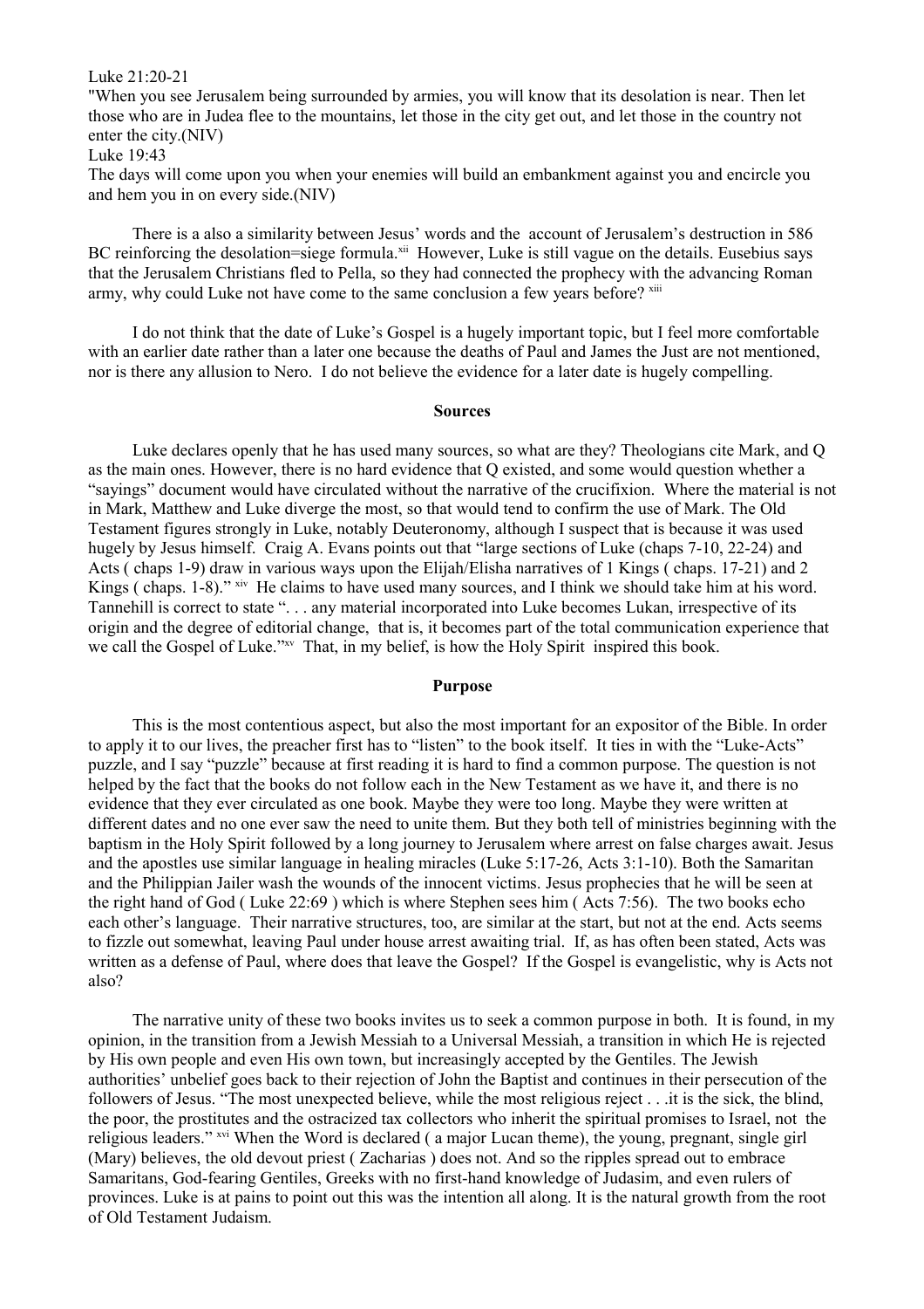Luke 21:20-21

"When you see Jerusalem being surrounded by armies, you will know that its desolation is near. Then let those who are in Judea flee to the mountains, let those in the city get out, and let those in the country not enter the city.(NIV)

Luke 19:43

The days will come upon you when your enemies will build an embankment against you and encircle you and hem you in on every side.(NIV)

There is a also a similarity between Jesus' words and the account of Jerusalem's destruction in 586 BC reinforcing the desolation=siege formula.[xii] However, Luke is still vague on the details. Eusebius says that the Jerusalem Christians fled to Pella, so they had connected the prophecy with the advancing Roman army, why could Luke not have come to the same conclusion a few years before? [xiii]

I do not think that the date of Luke's Gospel is a hugely important topic, but I feel more comfortable with an earlier date rather than a later one because the deaths of Paul and James the Just are not mentioned, nor is there any allusion to Nero. I do not believe the evidence for a later date is hugely compelling.

**Sources**

Luke declares openly that he has used many sources, so what are they? Theologians cite Mark, and Q as the main ones. However, there is no hard evidence that Q existed, and some would question whether a "sayings" document would have circulated without the narrative of the crucifixion. Where the material is not in Mark, Matthew and Luke diverge the most, so that would tend to confirm the use of Mark. The Old Testament figures strongly in Luke, notably Deuteronomy, although I suspect that is because it was used hugely by Jesus himself. Craig A. Evans points out that "large sections of Luke (chaps 7-10, 22-24) and Acts ( chaps 1-9) draw in various ways upon the Elijah/Elisha narratives of 1 Kings ( chaps. 17-21) and 2 Kings ( chaps. 1-8)." [xiv] He claims to have used many sources, and I think we should take him at his word. Tannehill is correct to state ". . . any material incorporated into Luke becomes Lukan, irrespective of its origin and the degree of editorial change, that is, it becomes part of the total communication experience that we call the Gospel of Luke."[xv] That, in my belief, is how the Holy Spirit inspired this book.

**Purpose**

This is the most contentious aspect, but also the most important for an expositor of the Bible. In order to apply it to our lives, the preacher first has to "listen" to the book itself. It ties in with the "Luke-Acts" puzzle, and I say "puzzle" because at first reading it is hard to find a common purpose. The question is not helped by the fact that the books do not follow each in the New Testament as we have it, and there is no evidence that they ever circulated as one book. Maybe they were too long. Maybe they were written at different dates and no one ever saw the need to unite them. But they both tell of ministries beginning with the baptism in the Holy Spirit followed by a long journey to Jerusalem where arrest on false charges await. Jesus and the apostles use similar language in healing miracles (Luke 5:17-26, Acts 3:1-10). Both the Samaritan and the Philippian Jailer wash the wounds of the innocent victims. Jesus prophecies that he will be seen at the right hand of God ( Luke 22:69 ) which is where Stephen sees him ( Acts 7:56). The two books echo each other's language. Their narrative structures, too, are similar at the start, but not at the end. Acts seems to fizzle out somewhat, leaving Paul under house arrest awaiting trial. If, as has often been stated, Acts was written as a defense of Paul, where does that leave the Gospel? If the Gospel is evangelistic, why is Acts not also?

The narrative unity of these two books invites us to seek a common purpose in both. It is found, in my opinion, in the transition from a Jewish Messiah to a Universal Messiah, a transition in which He is rejected by His own people and even His own town, but increasingly accepted by the Gentiles. The Jewish authorities' unbelief goes back to their rejection of John the Baptist and continues in their persecution of the followers of Jesus. "The most unexpected believe, while the most religious reject . . .it is the sick, the blind, the poor, the prostitutes and the ostracized tax collectors who inherit the spiritual promises to Israel, not the religious leaders." [xvi] When the Word is declared ( a major Lucan theme), the young, pregnant, single girl (Mary) believes, the old devout priest ( Zacharias ) does not. And so the ripples spread out to embrace Samaritans, God-fearing Gentiles, Greeks with no first-hand knowledge of Judasim, and even rulers of provinces. Luke is at pains to point out this was the intention all along. It is the natural growth from the root of Old Testament Judaism.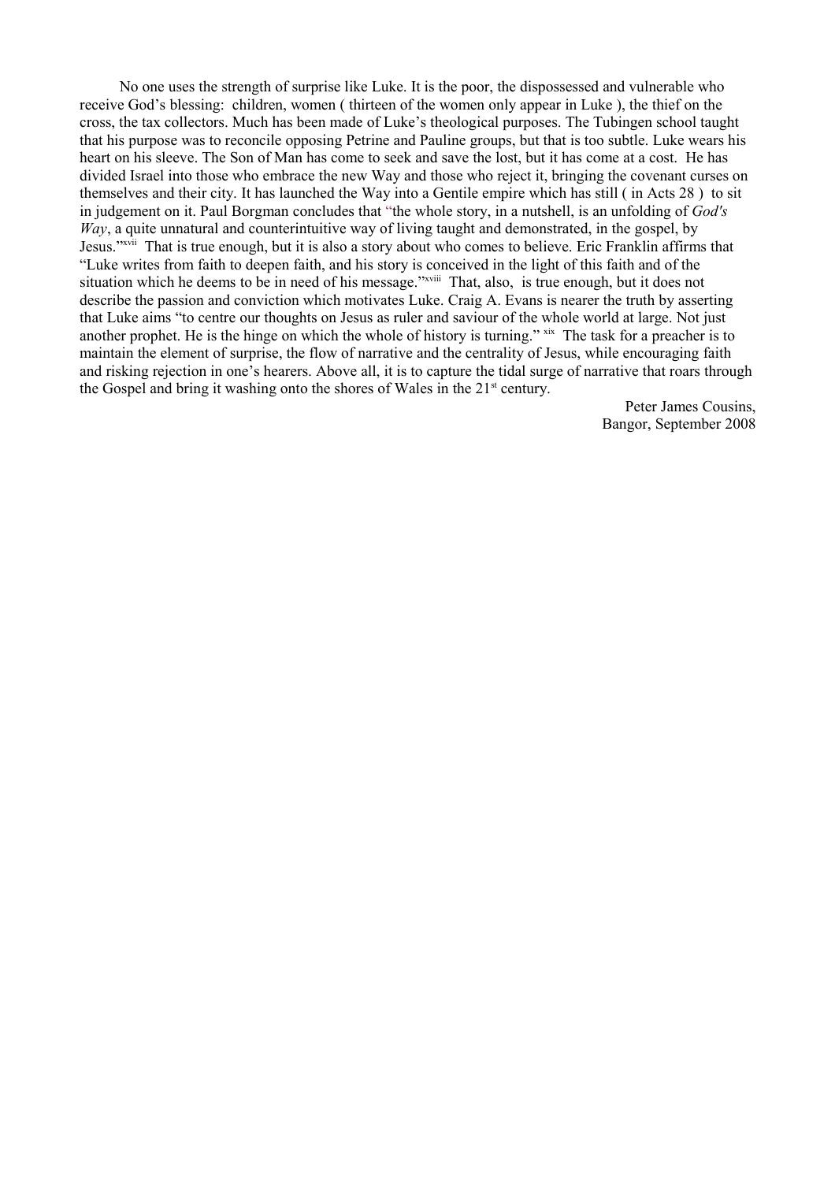No one uses the strength of surprise like Luke. It is the poor, the dispossessed and vulnerable who receive God's blessing: children, women ( thirteen of the women only appear in Luke ), the thief on the cross, the tax collectors. Much has been made of Luke's theological purposes. The Tubingen school taught that his purpose was to reconcile opposing Petrine and Pauline groups, but that is too subtle. Luke wears his heart on his sleeve. The Son of Man has come to seek and save the lost, but it has come at a cost. He has divided Israel into those who embrace the new Way and those who reject it, bringing the covenant curses on themselves and their city. It has launched the Way into a Gentile empire which has still ( in Acts 28 ) to sit in judgement on it. Paul Borgman concludes that "the whole story, in a nutshell, is an unfolding of *God's Way*, a quite unnatural and counterintuitive way of living taught and demonstrated, in the gospel, by Jesus."[xvii] That is true enough, but it is also a story about who comes to believe. Eric Franklin affirms that "Luke writes from faith to deepen faith, and his story is conceived in the light of this faith and of the situation which he deems to be in need of his message."[xviii] That, also, is true enough, but it does not describe the passion and conviction which motivates Luke. Craig A. Evans is nearer the truth by asserting that Luke aims "to centre our thoughts on Jesus as ruler and saviour of the whole world at large. Not just another prophet. He is the hinge on which the whole of history is turning." [xix] The task for a preacher is to maintain the element of surprise, the flow of narrative and the centrality of Jesus, while encouraging faith and risking rejection in one's hearers. Above all, it is to capture the tidal surge of narrative that roars through the Gospel and bring it washing onto the shores of Wales in the 21st century.

Peter James Cousins,
Bangor, September 2008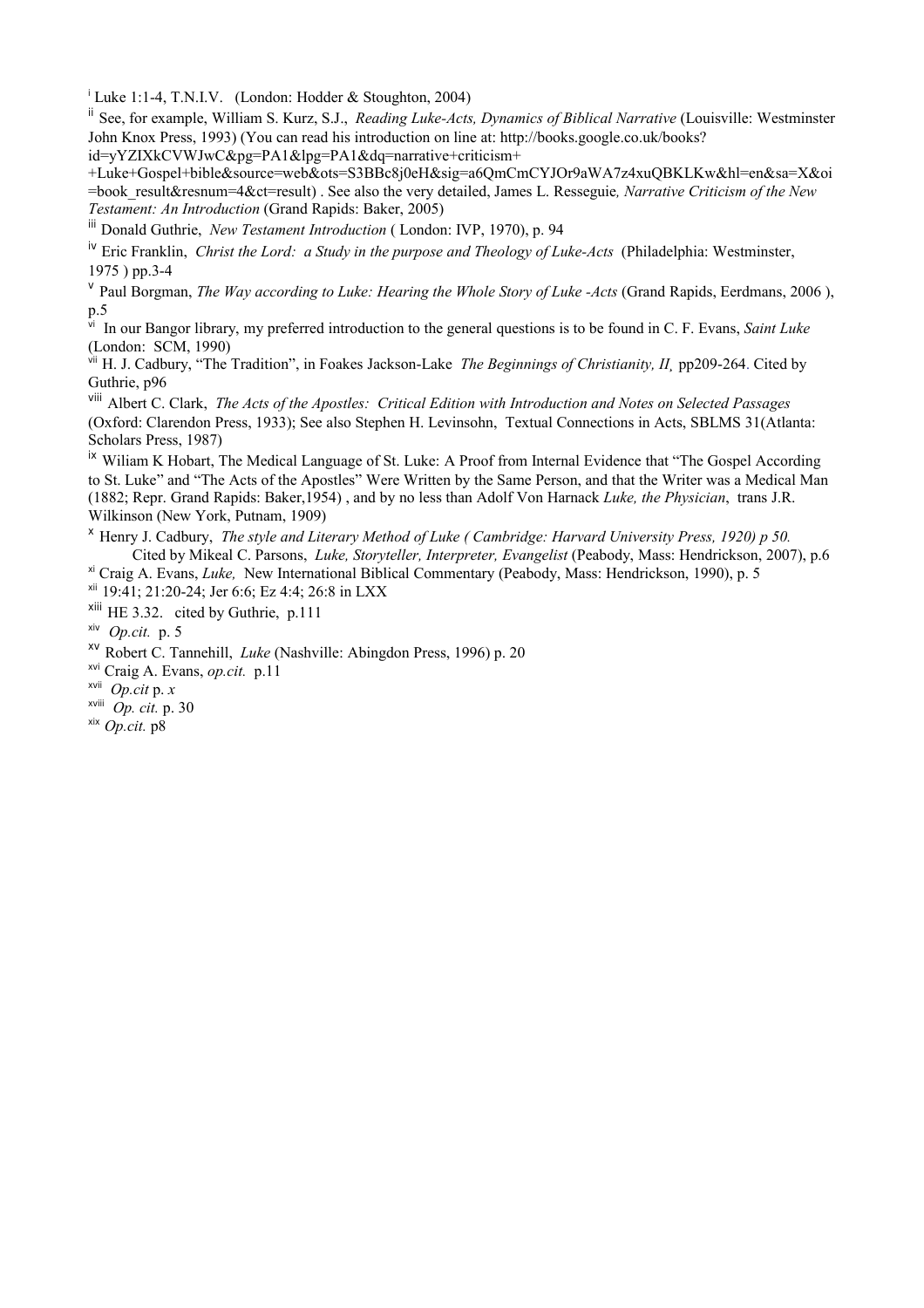[i] Luke 1:1-4, T.N.I.V. (London: Hodder & Stoughton, 2004)

[ii] See, for example, William S. Kurz, S.J., *Reading Luke-Acts, Dynamics of Biblical Narrative* (Louisville: Westminster John Knox Press, 1993) (You can read his introduction on line at: http://books.google.co.uk/books?id=yYZIXkCVWJwC&pg=PA1&lpg=PA1&dq=narrative+criticism++Luke+Gospel+bible&source=web&ots=S3BBc8j0eH&sig=a6QmCmCYJOr9aWA7z4xuQBKLKw&hl=en&sa=X&oi=book_result&resnum=4&ct=result) . See also the very detailed, James L. Resseguie*, Narrative Criticism of the New Testament: An Introduction* (Grand Rapids: Baker, 2005)

[iii] Donald Guthrie, *New Testament Introduction* ( London: IVP, 1970), p. 94

[iv] Eric Franklin, *Christ the Lord: a Study in the purpose and Theology of Luke-Acts* (Philadelphia: Westminster, 1975 ) pp.3-4

[v] Paul Borgman, *The Way according to Luke: Hearing the Whole Story of Luke -Acts* (Grand Rapids, Eerdmans, 2006 ), p.5

[vi] In our Bangor library, my preferred introduction to the general questions is to be found in C. F. Evans, *Saint Luke* (London: SCM, 1990)

[vii] H. J. Cadbury, "The Tradition", in Foakes Jackson-Lake *The Beginnings of Christianity, II,* pp209-264. Cited by Guthrie, p96

[viii] Albert C. Clark, *The Acts of the Apostles: Critical Edition with Introduction and Notes on Selected Passages* (Oxford: Clarendon Press, 1933); See also Stephen H. Levinsohn, Textual Connections in Acts, SBLMS 31(Atlanta: Scholars Press, 1987)

[ix] Wiliam K Hobart, The Medical Language of St. Luke: A Proof from Internal Evidence that "The Gospel According to St. Luke" and "The Acts of the Apostles" Were Written by the Same Person, and that the Writer was a Medical Man (1882; Repr. Grand Rapids: Baker,1954) , and by no less than Adolf Von Harnack *Luke, the Physician*, trans J.R. Wilkinson (New York, Putnam, 1909)

[x] Henry J. Cadbury, *The style and Literary Method of Luke ( Cambridge: Harvard University Press, 1920) p 50.* Cited by Mikeal C. Parsons, *Luke, Storyteller, Interpreter, Evangelist* (Peabody, Mass: Hendrickson, 2007), p.6

[xi] Craig A. Evans, *Luke,* New International Biblical Commentary (Peabody, Mass: Hendrickson, 1990), p. 5

[xii] 19:41; 21:20-24; Jer 6:6; Ez 4:4; 26:8 in LXX

[xiii] HE 3.32. cited by Guthrie, p.111

[xiv] *Op.cit.* p. 5

[xv] Robert C. Tannehill, *Luke* (Nashville: Abingdon Press, 1996) p. 20

[xvi] Craig A. Evans, *op.cit.* p.11

[xvii] *Op.cit* p. *x*

[xviii] *Op. cit.* p. 30

[xix] *Op.cit.* p8